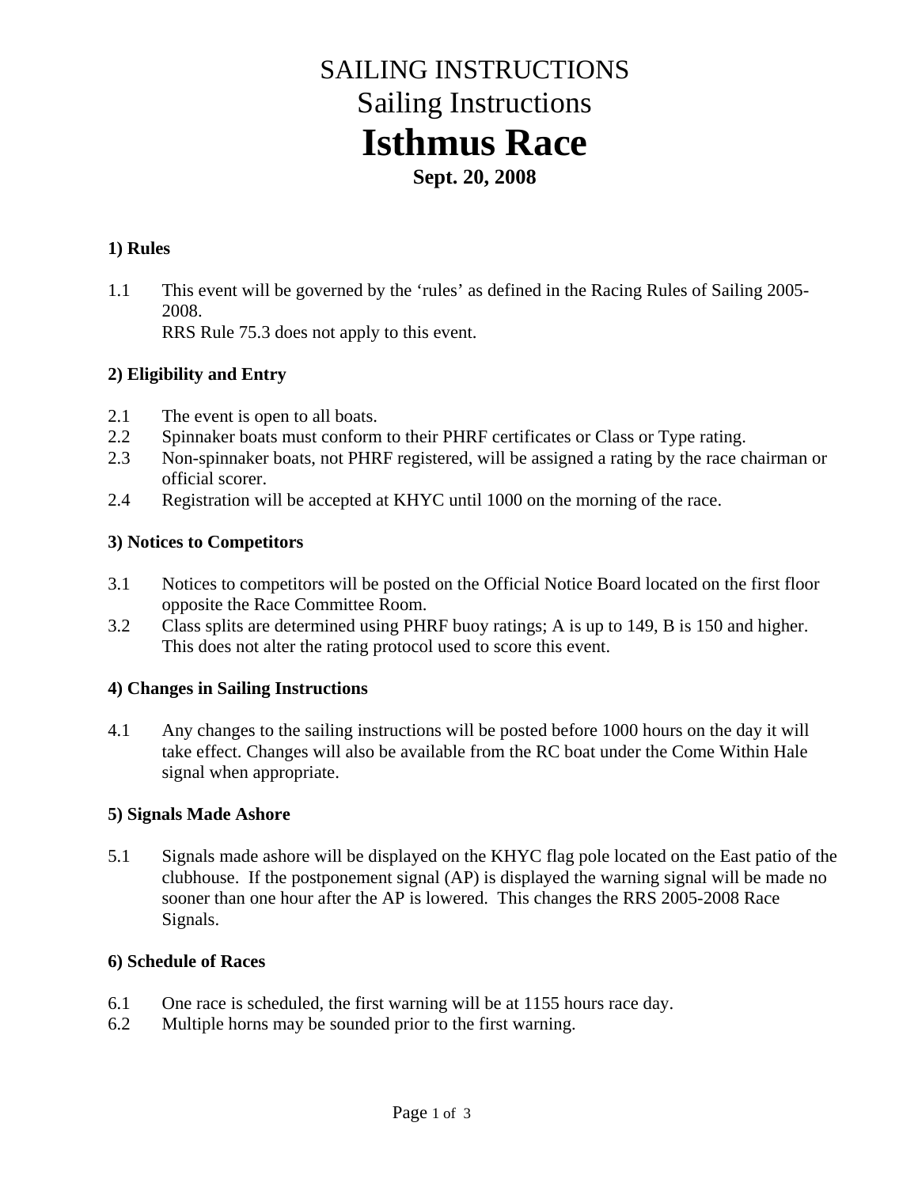# SAILING INSTRUCTIONS

# Sailing Instructions

# Isthmus Race

**Sept. 20, 2008**

**1) Rules**

1.1 This event will be governed by the 'rules' as defined in the Racing Rules of Sailing 2005-2008.
RRS Rule 75.3 does not apply to this event.

**2) Eligibility and Entry**

2.1 The event is open to all boats.
2.2 Spinnaker boats must conform to their PHRF certificates or Class or Type rating.
2.3 Non-spinnaker boats, not PHRF registered, will be assigned a rating by the race chairman or official scorer.
2.4 Registration will be accepted at KHYC until 1000 on the morning of the race.

**3) Notices to Competitors**

3.1 Notices to competitors will be posted on the Official Notice Board located on the first floor opposite the Race Committee Room.
3.2 Class splits are determined using PHRF buoy ratings; A is up to 149, B is 150 and higher. This does not alter the rating protocol used to score this event.

**4) Changes in Sailing Instructions**

4.1 Any changes to the sailing instructions will be posted before 1000 hours on the day it will take effect. Changes will also be available from the RC boat under the Come Within Hale signal when appropriate.

**5) Signals Made Ashore**

5.1 Signals made ashore will be displayed on the KHYC flag pole located on the East patio of the clubhouse. If the postponement signal (AP) is displayed the warning signal will be made no sooner than one hour after the AP is lowered. This changes the RRS 2005-2008 Race Signals.

**6) Schedule of Races**

6.1 One race is scheduled, the first warning will be at 1155 hours race day.
6.2 Multiple horns may be sounded prior to the first warning.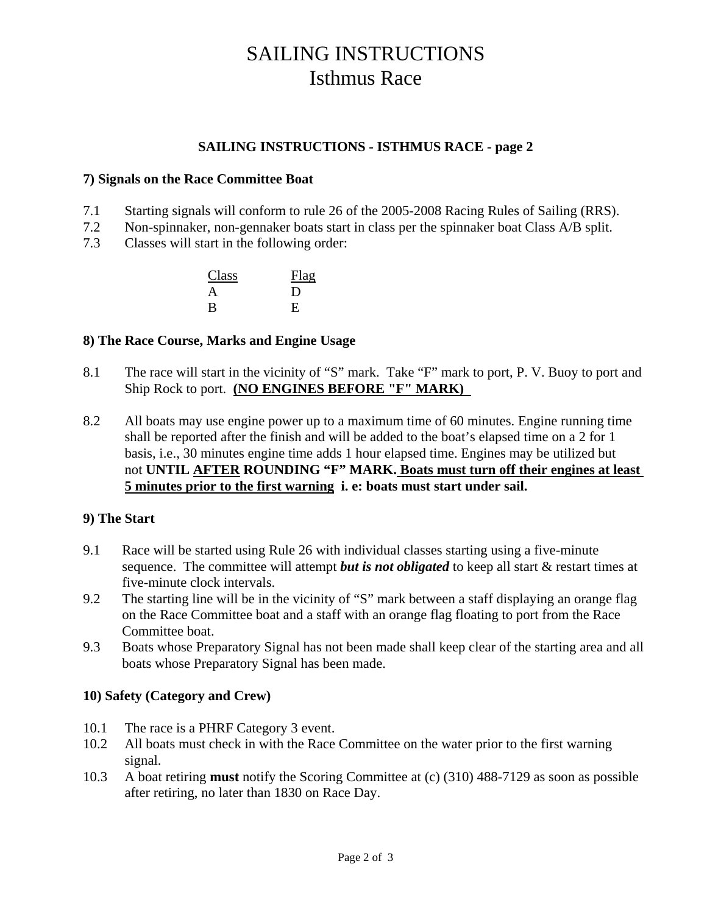# SAILING INSTRUCTIONS
# Isthmus Race

**SAILING INSTRUCTIONS - ISTHMUS RACE - page 2**

**7) Signals on the Race Committee Boat**

7.1 Starting signals will conform to rule 26 of the 2005-2008 Racing Rules of Sailing (RRS).
7.2 Non-spinnaker, non-gennaker boats start in class per the spinnaker boat Class A/B split.
7.3 Classes will start in the following order:

| Class | Flag |
|---|---|
| A | D |
| B | E |

**8) The Race Course, Marks and Engine Usage**

8.1 The race will start in the vicinity of "S" mark. Take "F" mark to port, P. V. Buoy to port and Ship Rock to port. **(NO ENGINES BEFORE "F" MARK)**

8.2 All boats may use engine power up to a maximum time of 60 minutes. Engine running time shall be reported after the finish and will be added to the boat's elapsed time on a 2 for 1 basis, i.e., 30 minutes engine time adds 1 hour elapsed time. Engines may be utilized but not **UNTIL AFTER ROUNDING "F" MARK. Boats must turn off their engines at least 5 minutes prior to the first warning i. e: boats must start under sail.**

**9) The Start**

9.1 Race will be started using Rule 26 with individual classes starting using a five-minute sequence. The committee will attempt ***but is not obligated*** to keep all start & restart times at five-minute clock intervals.
9.2 The starting line will be in the vicinity of "S" mark between a staff displaying an orange flag on the Race Committee boat and a staff with an orange flag floating to port from the Race Committee boat.
9.3 Boats whose Preparatory Signal has not been made shall keep clear of the starting area and all boats whose Preparatory Signal has been made.

**10) Safety (Category and Crew)**

10.1 The race is a PHRF Category 3 event.
10.2 All boats must check in with the Race Committee on the water prior to the first warning signal.
10.3 A boat retiring **must** notify the Scoring Committee at (c) (310) 488-7129 as soon as possible after retiring, no later than 1830 on Race Day.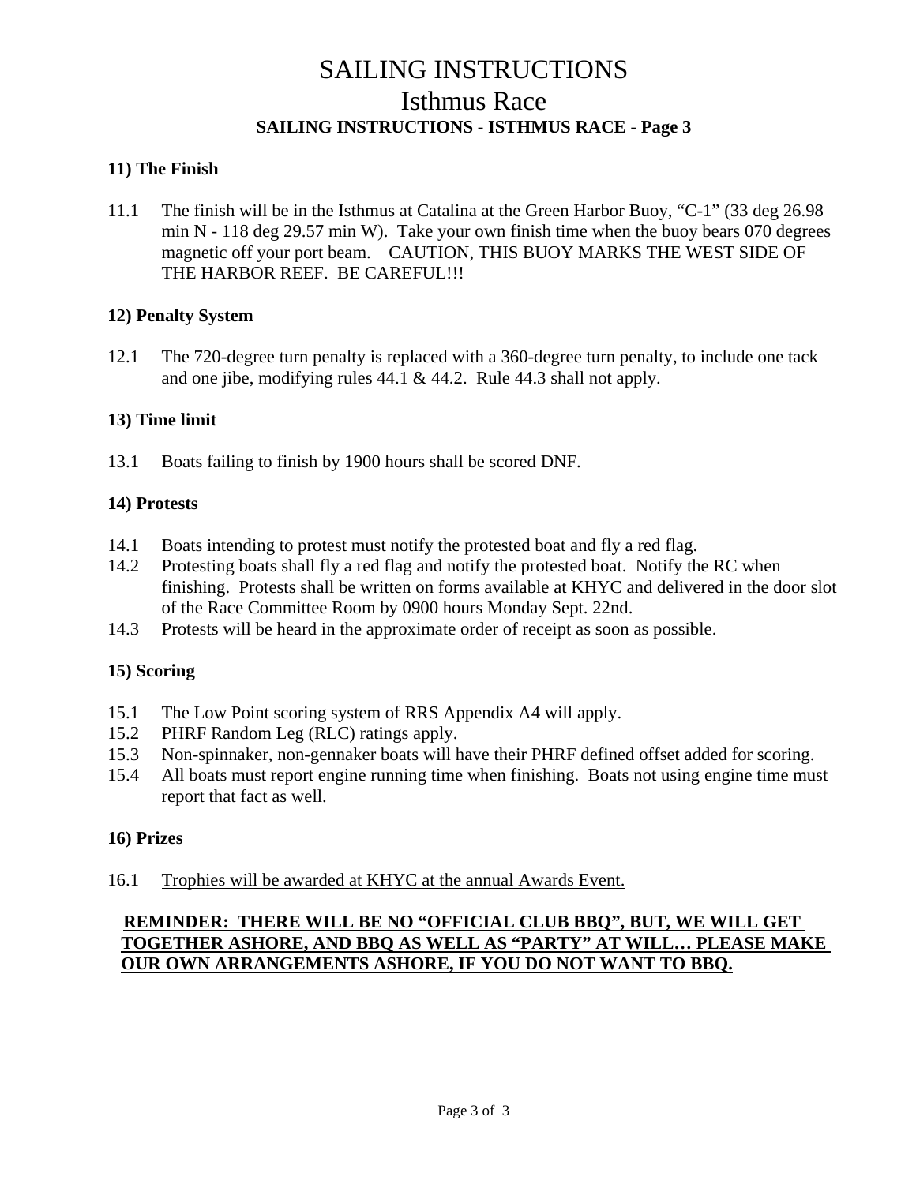# SAILING INSTRUCTIONS

## Isthmus Race

**SAILING INSTRUCTIONS - ISTHMUS RACE - Page 3**

### 11) The Finish

11.1 The finish will be in the Isthmus at Catalina at the Green Harbor Buoy, "C-1" (33 deg 26.98 min N - 118 deg 29.57 min W). Take your own finish time when the buoy bears 070 degrees magnetic off your port beam. CAUTION, THIS BUOY MARKS THE WEST SIDE OF THE HARBOR REEF. BE CAREFUL!!!

### 12) Penalty System

12.1 The 720-degree turn penalty is replaced with a 360-degree turn penalty, to include one tack and one jibe, modifying rules 44.1 & 44.2. Rule 44.3 shall not apply.

### 13) Time limit

13.1 Boats failing to finish by 1900 hours shall be scored DNF.

### 14) Protests

14.1 Boats intending to protest must notify the protested boat and fly a red flag.

14.2 Protesting boats shall fly a red flag and notify the protested boat. Notify the RC when finishing. Protests shall be written on forms available at KHYC and delivered in the door slot of the Race Committee Room by 0900 hours Monday Sept. 22nd.

14.3 Protests will be heard in the approximate order of receipt as soon as possible.

### 15) Scoring

15.1 The Low Point scoring system of RRS Appendix A4 will apply.

15.2 PHRF Random Leg (RLC) ratings apply.

15.3 Non-spinnaker, non-gennaker boats will have their PHRF defined offset added for scoring.

15.4 All boats must report engine running time when finishing. Boats not using engine time must report that fact as well.

### 16) Prizes

16.1 <u>Trophies will be awarded at KHYC at the annual Awards Event.</u>

<u>**REMINDER: THERE WILL BE NO "OFFICIAL CLUB BBQ", BUT, WE WILL GET TOGETHER ASHORE, AND BBQ AS WELL AS "PARTY" AT WILL… PLEASE MAKE OUR OWN ARRANGEMENTS ASHORE, IF YOU DO NOT WANT TO BBQ.**</u>